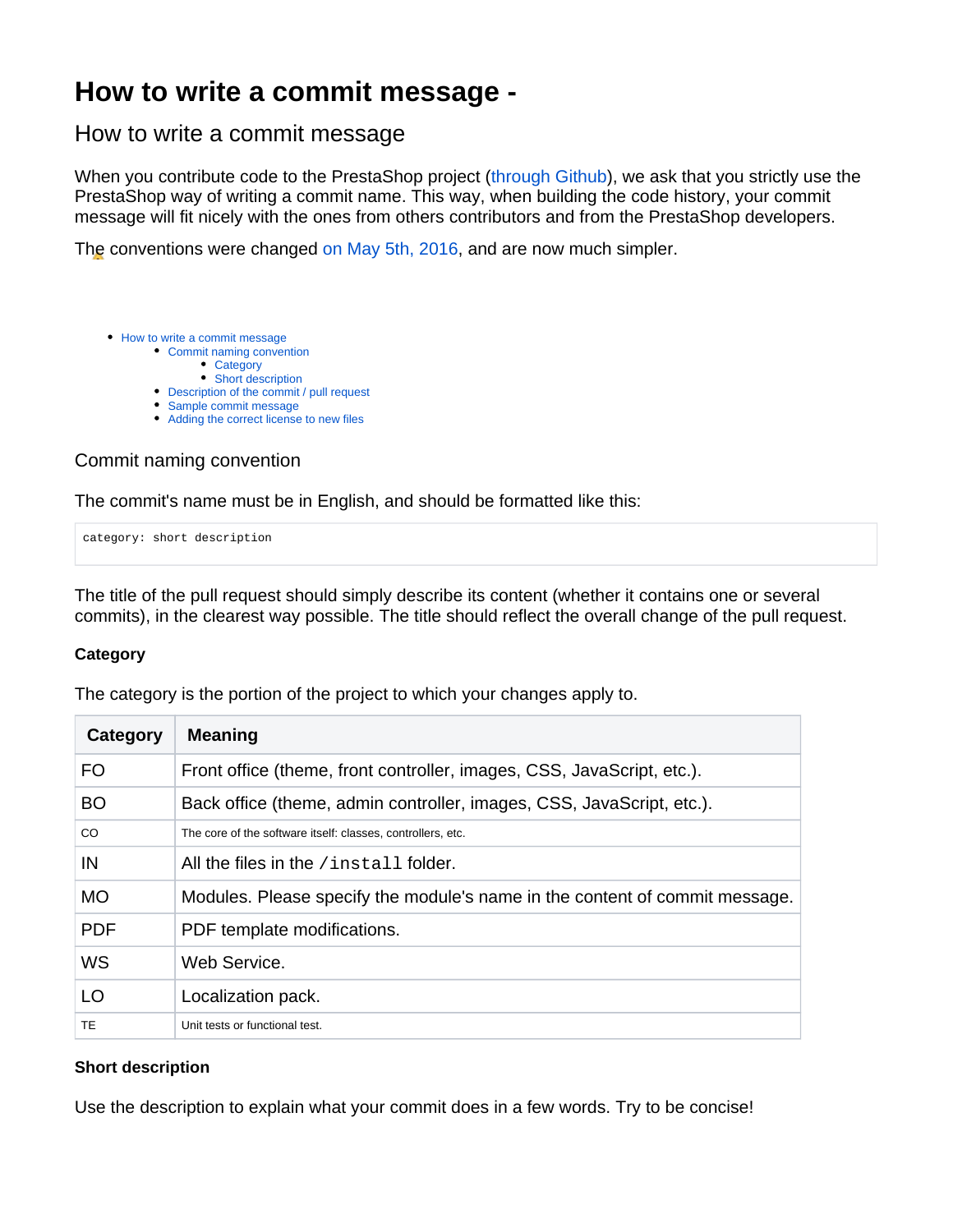# How to write a commit message -

## How to write a commit message

When you contribute code to the PrestaShop project (through Github), we ask that you strictly use the PrestaShop way of writing a commit name. This way, when building the code history, your commit message will fit nicely with the ones from others contributors and from the PrestaShop developers.

The conventions were changed on May 5th, 2016, and are now much simpler.

- How to write a commit message
  - Commit naming convention
    - Category
    - Short description
  - Description of the commit / pull request
  - Sample commit message
  - Adding the correct license to new files

### Commit naming convention

The commit's name must be in English, and should be formatted like this:

```
category: short description
```

The title of the pull request should simply describe its content (whether it contains one or several commits), in the clearest way possible. The title should reflect the overall change of the pull request.

#### Category

The category is the portion of the project to which your changes apply to.

| Category | Meaning |
|---|---|
| FO | Front office (theme, front controller, images, CSS, JavaScript, etc.). |
| BO | Back office (theme, admin controller, images, CSS, JavaScript, etc.). |
| CO | The core of the software itself: classes, controllers, etc. |
| IN | All the files in the `/install` folder. |
| MO | Modules. Please specify the module's name in the content of commit message. |
| PDF | PDF template modifications. |
| WS | Web Service. |
| LO | Localization pack. |
| TE | Unit tests or functional test. |

#### Short description

Use the description to explain what your commit does in a few words. Try to be concise!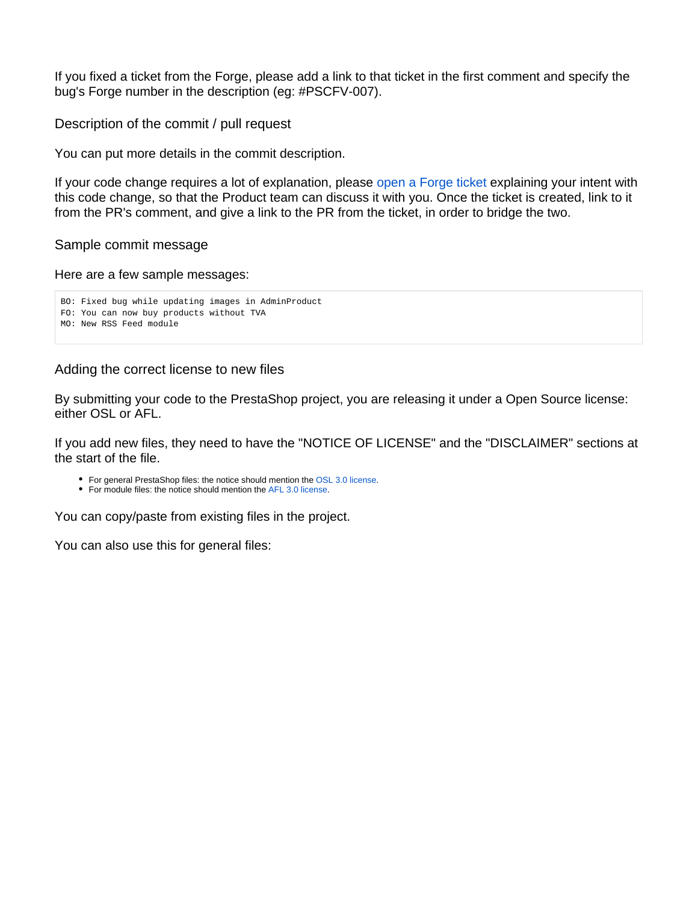If you fixed a ticket from the Forge, please add a link to that ticket in the first comment and specify the bug's Forge number in the description (eg: #PSCFV-007).

### Description of the commit / pull request

You can put more details in the commit description.

If your code change requires a lot of explanation, please open a Forge ticket explaining your intent with this code change, so that the Product team can discuss it with you. Once the ticket is created, link to it from the PR's comment, and give a link to the PR from the ticket, in order to bridge the two.

### Sample commit message

Here are a few sample messages:

```
BO: Fixed bug while updating images in AdminProduct
FO: You can now buy products without TVA
MO: New RSS Feed module
```

### Adding the correct license to new files

By submitting your code to the PrestaShop project, you are releasing it under a Open Source license: either OSL or AFL.

If you add new files, they need to have the "NOTICE OF LICENSE" and the "DISCLAIMER" sections at the start of the file.

- For general PrestaShop files: the notice should mention the OSL 3.0 license.
- For module files: the notice should mention the AFL 3.0 license.

You can copy/paste from existing files in the project.

You can also use this for general files: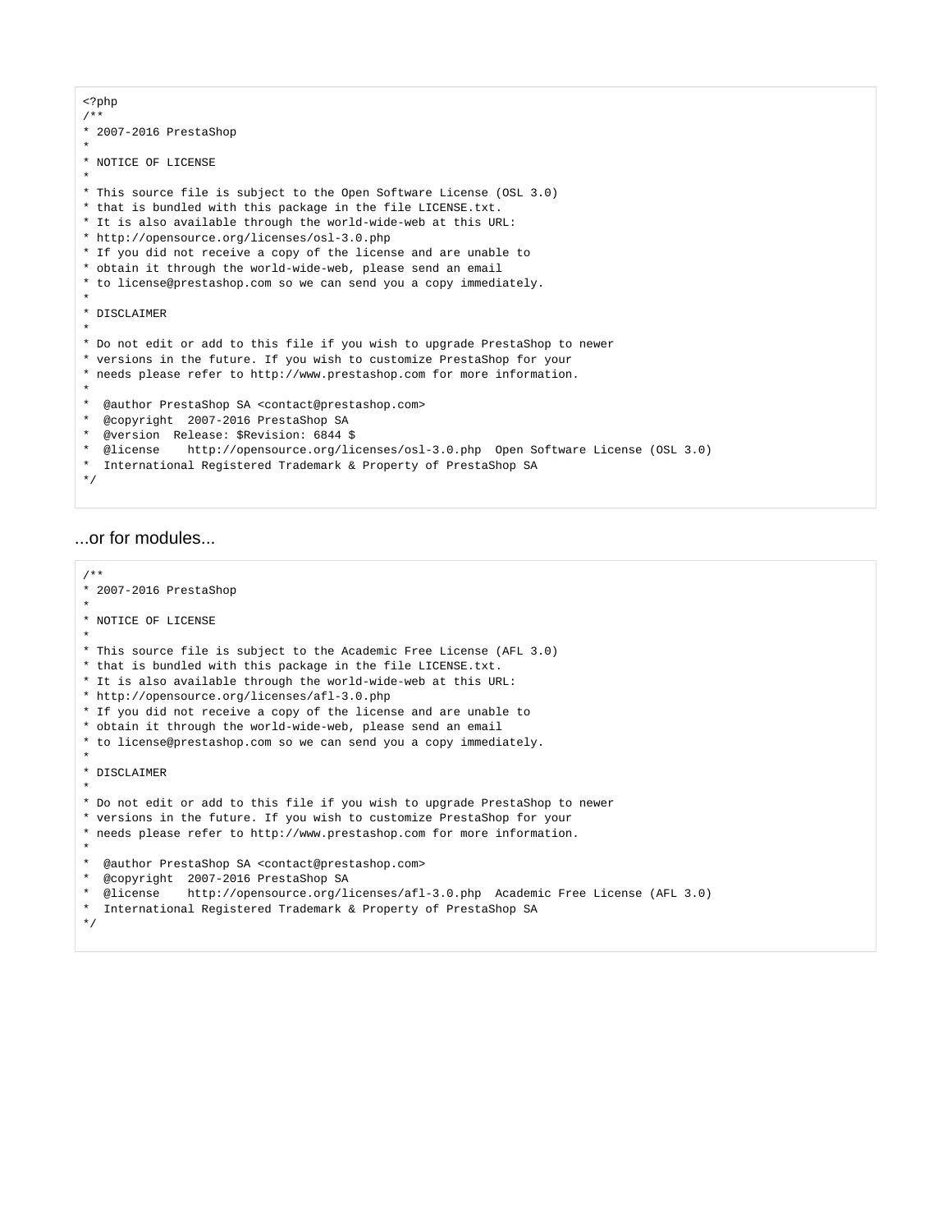```
<?php
/**
* 2007-2016 PrestaShop
*
* NOTICE OF LICENSE
*
* This source file is subject to the Open Software License (OSL 3.0)
* that is bundled with this package in the file LICENSE.txt.
* It is also available through the world-wide-web at this URL:
* http://opensource.org/licenses/osl-3.0.php
* If you did not receive a copy of the license and are unable to
* obtain it through the world-wide-web, please send an email
* to license@prestashop.com so we can send you a copy immediately.
*
* DISCLAIMER
*
* Do not edit or add to this file if you wish to upgrade PrestaShop to newer
* versions in the future. If you wish to customize PrestaShop for your
* needs please refer to http://www.prestashop.com for more information.
*
*  @author PrestaShop SA <contact@prestashop.com>
*  @copyright  2007-2016 PrestaShop SA
*  @version  Release: $Revision: 6844 $
*  @license    http://opensource.org/licenses/osl-3.0.php  Open Software License (OSL 3.0)
*  International Registered Trademark & Property of PrestaShop SA
*/
```

...or for modules...

```
/**
* 2007-2016 PrestaShop
*
* NOTICE OF LICENSE
*
* This source file is subject to the Academic Free License (AFL 3.0)
* that is bundled with this package in the file LICENSE.txt.
* It is also available through the world-wide-web at this URL:
* http://opensource.org/licenses/afl-3.0.php
* If you did not receive a copy of the license and are unable to
* obtain it through the world-wide-web, please send an email
* to license@prestashop.com so we can send you a copy immediately.
*
* DISCLAIMER
*
* Do not edit or add to this file if you wish to upgrade PrestaShop to newer
* versions in the future. If you wish to customize PrestaShop for your
* needs please refer to http://www.prestashop.com for more information.
*
*  @author PrestaShop SA <contact@prestashop.com>
*  @copyright  2007-2016 PrestaShop SA
*  @license    http://opensource.org/licenses/afl-3.0.php  Academic Free License (AFL 3.0)
*  International Registered Trademark & Property of PrestaShop SA
*/
```